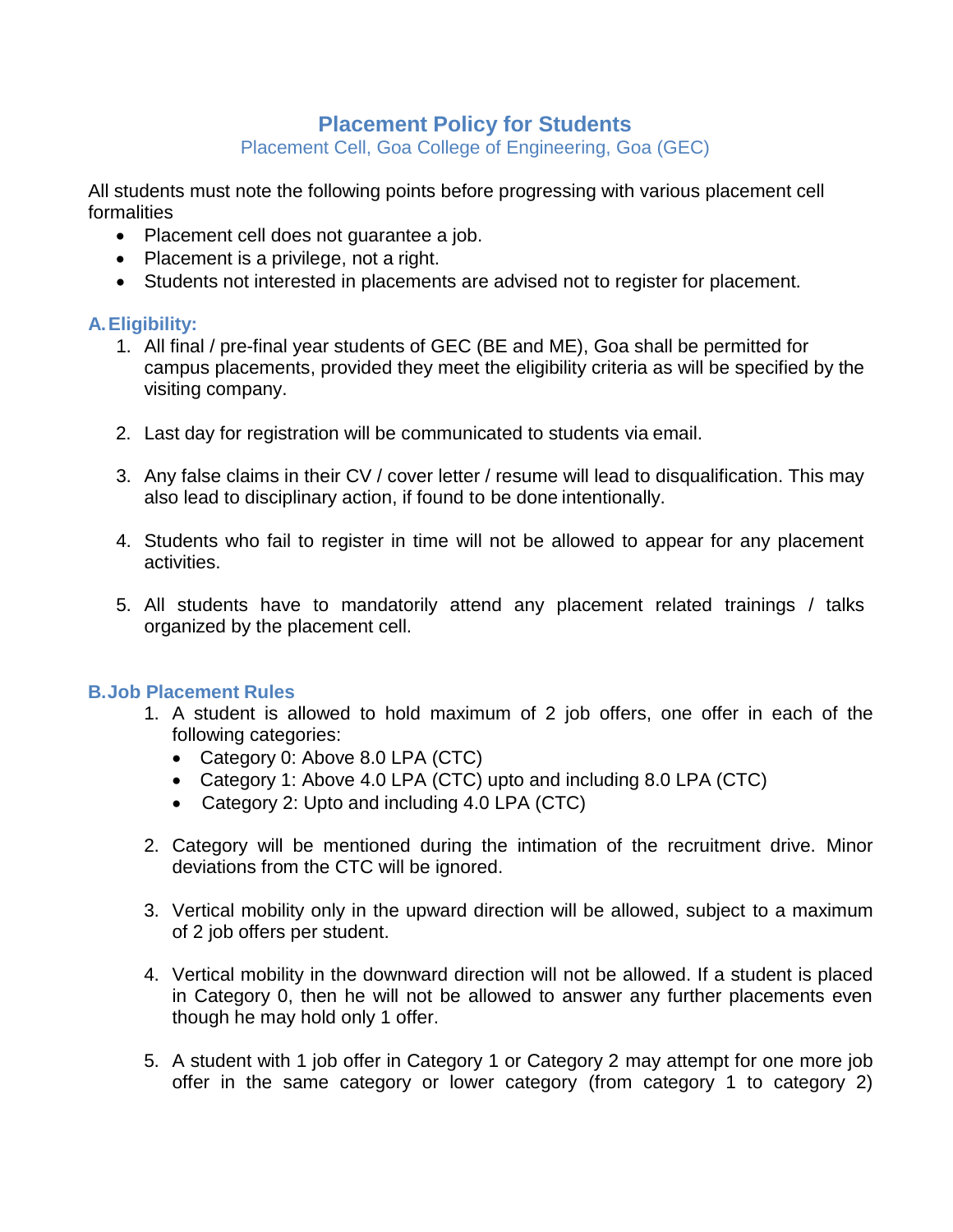# Placement Policy for Students

Placement Cell, Goa College of Engineering, Goa (GEC)

All students must note the following points before progressing with various placement cell formalities

- Placement cell does not guarantee a job.
- Placement is a privilege, not a right.
- Students not interested in placements are advised not to register for placement.

## A. Eligibility:

1. All final / pre-final year students of GEC (BE and ME), Goa shall be permitted for campus placements, provided they meet the eligibility criteria as will be specified by the visiting company.

2. Last day for registration will be communicated to students via email.

3. Any false claims in their CV / cover letter / resume will lead to disqualification. This may also lead to disciplinary action, if found to be done intentionally.

4. Students who fail to register in time will not be allowed to appear for any placement activities.

5. All students have to mandatorily attend any placement related trainings / talks organized by the placement cell.

## B. Job Placement Rules

1. A student is allowed to hold maximum of 2 job offers, one offer in each of the following categories:
   - Category 0: Above 8.0 LPA (CTC)
   - Category 1: Above 4.0 LPA (CTC) upto and including 8.0 LPA (CTC)
   - Category 2: Upto and including 4.0 LPA (CTC)

2. Category will be mentioned during the intimation of the recruitment drive. Minor deviations from the CTC will be ignored.

3. Vertical mobility only in the upward direction will be allowed, subject to a maximum of 2 job offers per student.

4. Vertical mobility in the downward direction will not be allowed. If a student is placed in Category 0, then he will not be allowed to answer any further placements even though he may hold only 1 offer.

5. A student with 1 job offer in Category 1 or Category 2 may attempt for one more job offer in the same category or lower category (from category 1 to category 2)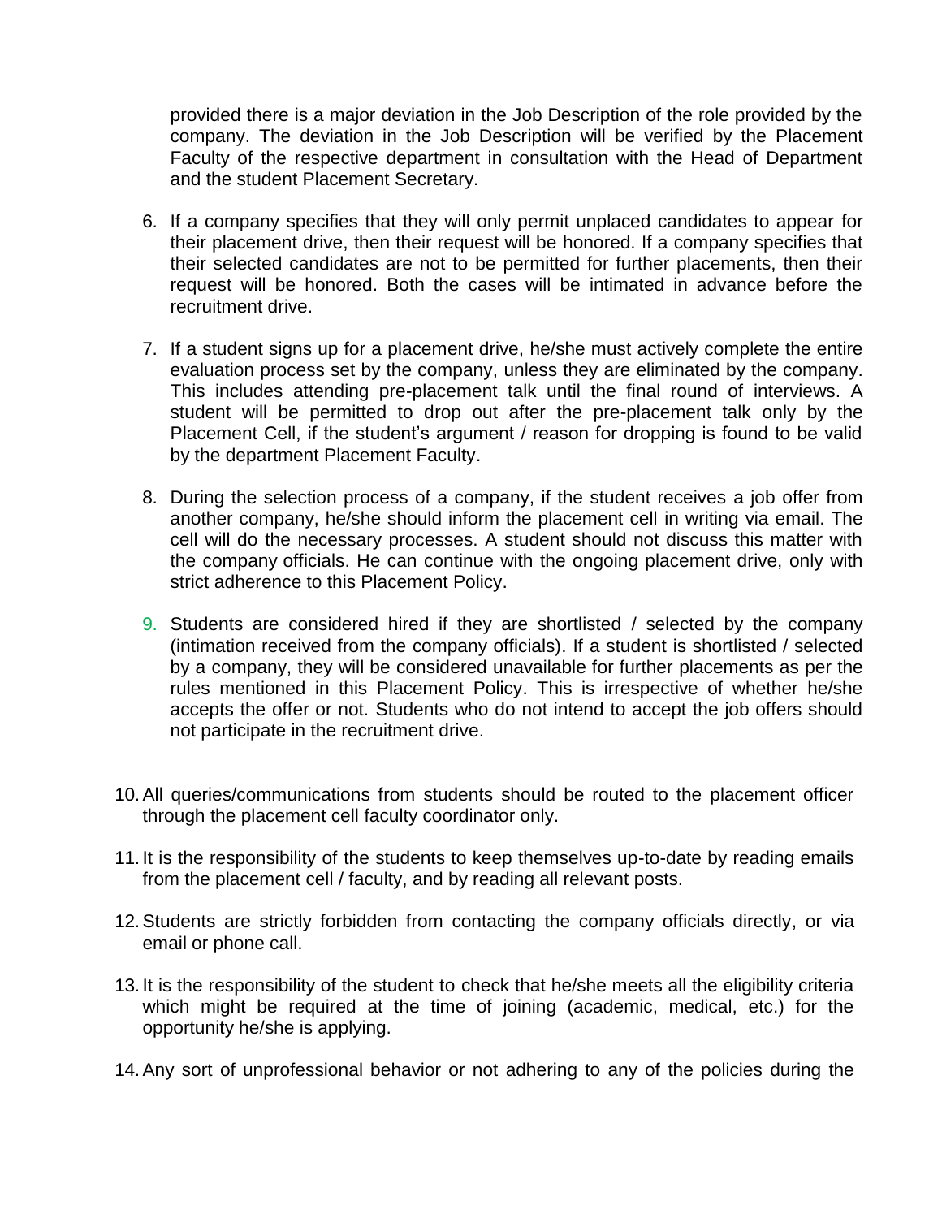provided there is a major deviation in the Job Description of the role provided by the company. The deviation in the Job Description will be verified by the Placement Faculty of the respective department in consultation with the Head of Department and the student Placement Secretary.

6. If a company specifies that they will only permit unplaced candidates to appear for their placement drive, then their request will be honored. If a company specifies that their selected candidates are not to be permitted for further placements, then their request will be honored. Both the cases will be intimated in advance before the recruitment drive.

7. If a student signs up for a placement drive, he/she must actively complete the entire evaluation process set by the company, unless they are eliminated by the company. This includes attending pre-placement talk until the final round of interviews. A student will be permitted to drop out after the pre-placement talk only by the Placement Cell, if the student's argument / reason for dropping is found to be valid by the department Placement Faculty.

8. During the selection process of a company, if the student receives a job offer from another company, he/she should inform the placement cell in writing via email. The cell will do the necessary processes. A student should not discuss this matter with the company officials. He can continue with the ongoing placement drive, only with strict adherence to this Placement Policy.

9. Students are considered hired if they are shortlisted / selected by the company (intimation received from the company officials). If a student is shortlisted / selected by a company, they will be considered unavailable for further placements as per the rules mentioned in this Placement Policy. This is irrespective of whether he/she accepts the offer or not. Students who do not intend to accept the job offers should not participate in the recruitment drive.

10. All queries/communications from students should be routed to the placement officer through the placement cell faculty coordinator only.

11. It is the responsibility of the students to keep themselves up-to-date by reading emails from the placement cell / faculty, and by reading all relevant posts.

12. Students are strictly forbidden from contacting the company officials directly, or via email or phone call.

13. It is the responsibility of the student to check that he/she meets all the eligibility criteria which might be required at the time of joining (academic, medical, etc.) for the opportunity he/she is applying.

14. Any sort of unprofessional behavior or not adhering to any of the policies during the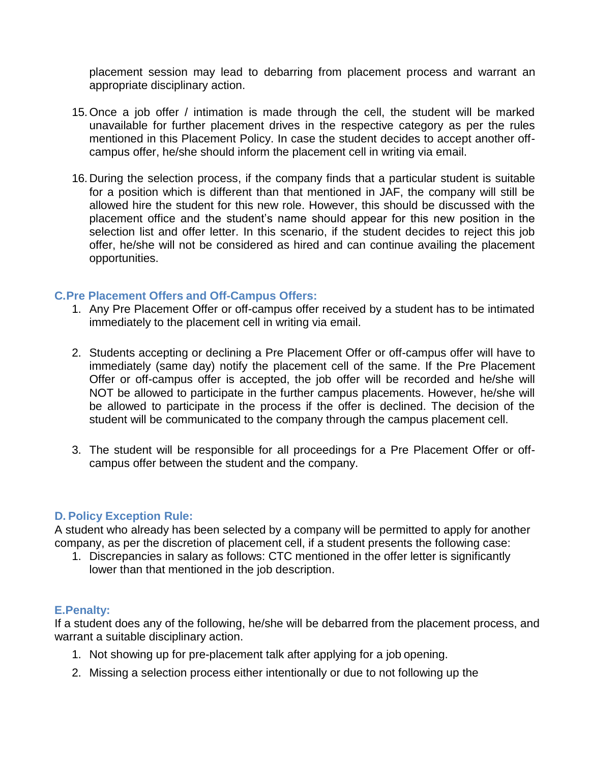placement session may lead to debarring from placement process and warrant an appropriate disciplinary action.

15. Once a job offer / intimation is made through the cell, the student will be marked unavailable for further placement drives in the respective category as per the rules mentioned in this Placement Policy. In case the student decides to accept another off-campus offer, he/she should inform the placement cell in writing via email.

16. During the selection process, if the company finds that a particular student is suitable for a position which is different than that mentioned in JAF, the company will still be allowed hire the student for this new role. However, this should be discussed with the placement office and the student's name should appear for this new position in the selection list and offer letter. In this scenario, if the student decides to reject this job offer, he/she will not be considered as hired and can continue availing the placement opportunities.

### C.Pre Placement Offers and Off-Campus Offers:

1. Any Pre Placement Offer or off-campus offer received by a student has to be intimated immediately to the placement cell in writing via email.

2. Students accepting or declining a Pre Placement Offer or off-campus offer will have to immediately (same day) notify the placement cell of the same. If the Pre Placement Offer or off-campus offer is accepted, the job offer will be recorded and he/she will NOT be allowed to participate in the further campus placements. However, he/she will be allowed to participate in the process if the offer is declined. The decision of the student will be communicated to the company through the campus placement cell.

3. The student will be responsible for all proceedings for a Pre Placement Offer or off-campus offer between the student and the company.

### D. Policy Exception Rule:

A student who already has been selected by a company will be permitted to apply for another company, as per the discretion of placement cell, if a student presents the following case:

1. Discrepancies in salary as follows: CTC mentioned in the offer letter is significantly lower than that mentioned in the job description.

### E.Penalty:

If a student does any of the following, he/she will be debarred from the placement process, and warrant a suitable disciplinary action.

1. Not showing up for pre-placement talk after applying for a job opening.
2. Missing a selection process either intentionally or due to not following up the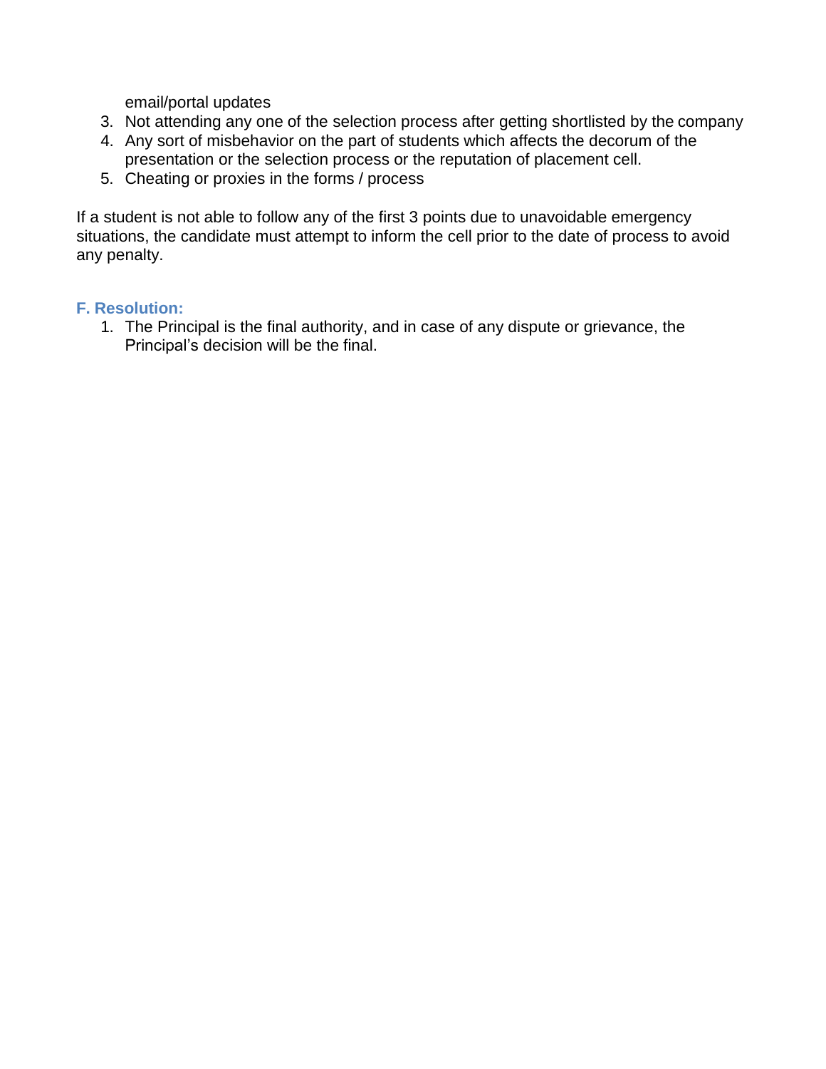email/portal updates

3. Not attending any one of the selection process after getting shortlisted by the company
4. Any sort of misbehavior on the part of students which affects the decorum of the presentation or the selection process or the reputation of placement cell.
5. Cheating or proxies in the forms / process

If a student is not able to follow any of the first 3 points due to unavoidable emergency situations, the candidate must attempt to inform the cell prior to the date of process to avoid any penalty.

### F. Resolution:

1. The Principal is the final authority, and in case of any dispute or grievance, the Principal's decision will be the final.